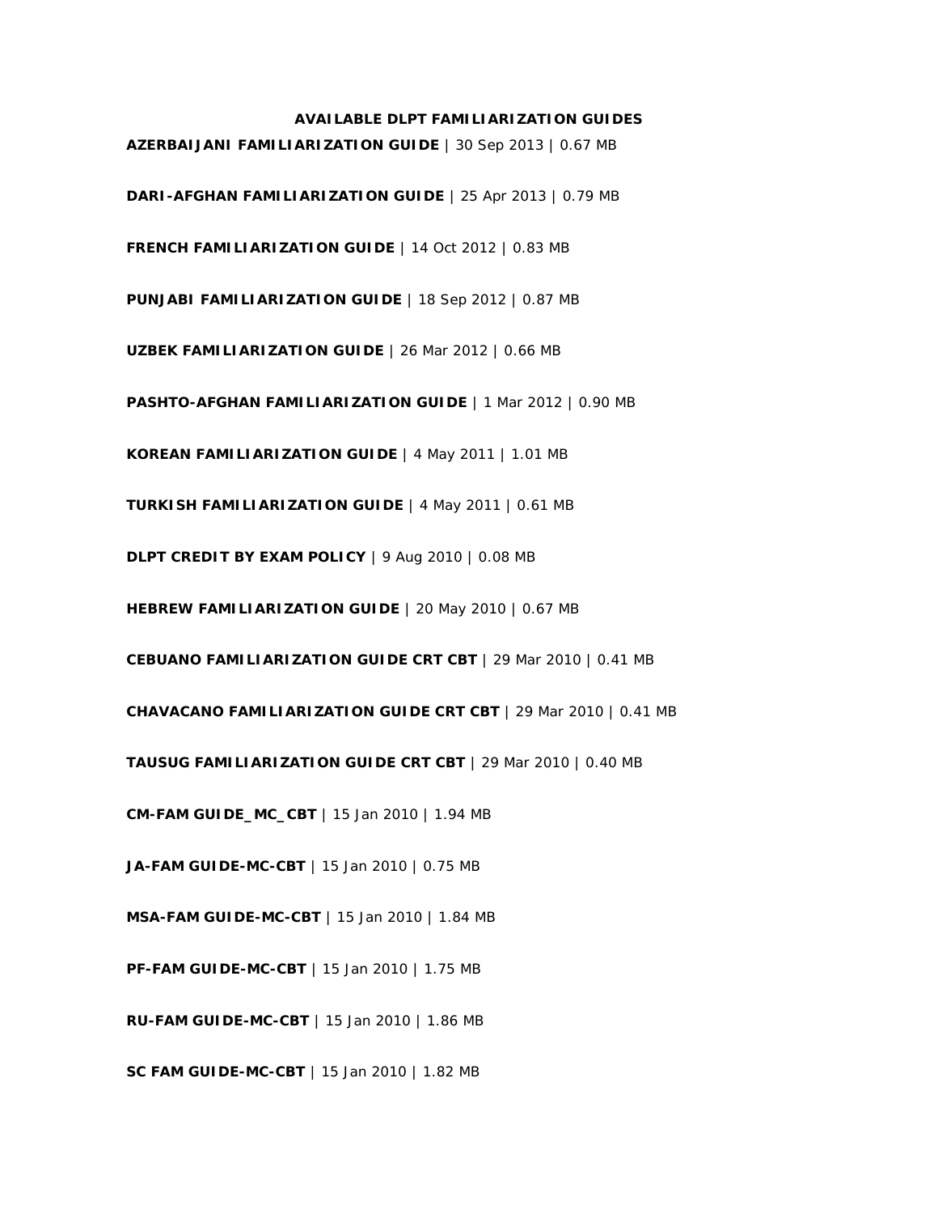**AVAILABLE DLPT FAMILIARIZATION GUIDES**

**AZERBAIJANI FAMILIARIZATION GUIDE** | 30 Sep 2013 | 0.67 MB

**DARI-AFGHAN FAMILIARIZATION GUIDE** | 25 Apr 2013 | 0.79 MB

**FRENCH FAMILIARIZATION GUIDE** | 14 Oct 2012 | 0.83 MB

**PUNJABI FAMILIARIZATION GUIDE** | 18 Sep 2012 | 0.87 MB

**UZBEK FAMILIARIZATION GUIDE** | 26 Mar 2012 | 0.66 MB

**PASHTO-AFGHAN FAMILIARIZATION GUIDE** | 1 Mar 2012 | 0.90 MB

**KOREAN FAMILIARIZATION GUIDE** | 4 May 2011 | 1.01 MB

**TURKISH FAMILIARIZATION GUIDE** | 4 May 2011 | 0.61 MB

**DLPT CREDIT BY EXAM POLICY** | 9 Aug 2010 | 0.08 MB

**HEBREW FAMILIARIZATION GUIDE** | 20 May 2010 | 0.67 MB

**CEBUANO FAMILIARIZATION GUIDE CRT CBT** | 29 Mar 2010 | 0.41 MB

**CHAVACANO FAMILIARIZATION GUIDE CRT CBT** | 29 Mar 2010 | 0.41 MB

**TAUSUG FAMILIARIZATION GUIDE CRT CBT** | 29 Mar 2010 | 0.40 MB

**CM-FAM GUIDE_MC_CBT** | 15 Jan 2010 | 1.94 MB

**JA-FAM GUIDE-MC-CBT** | 15 Jan 2010 | 0.75 MB

**MSA-FAM GUIDE-MC-CBT** | 15 Jan 2010 | 1.84 MB

**PF-FAM GUIDE-MC-CBT** | 15 Jan 2010 | 1.75 MB

**RU-FAM GUIDE-MC-CBT** | 15 Jan 2010 | 1.86 MB

**SC FAM GUIDE-MC-CBT** | 15 Jan 2010 | 1.82 MB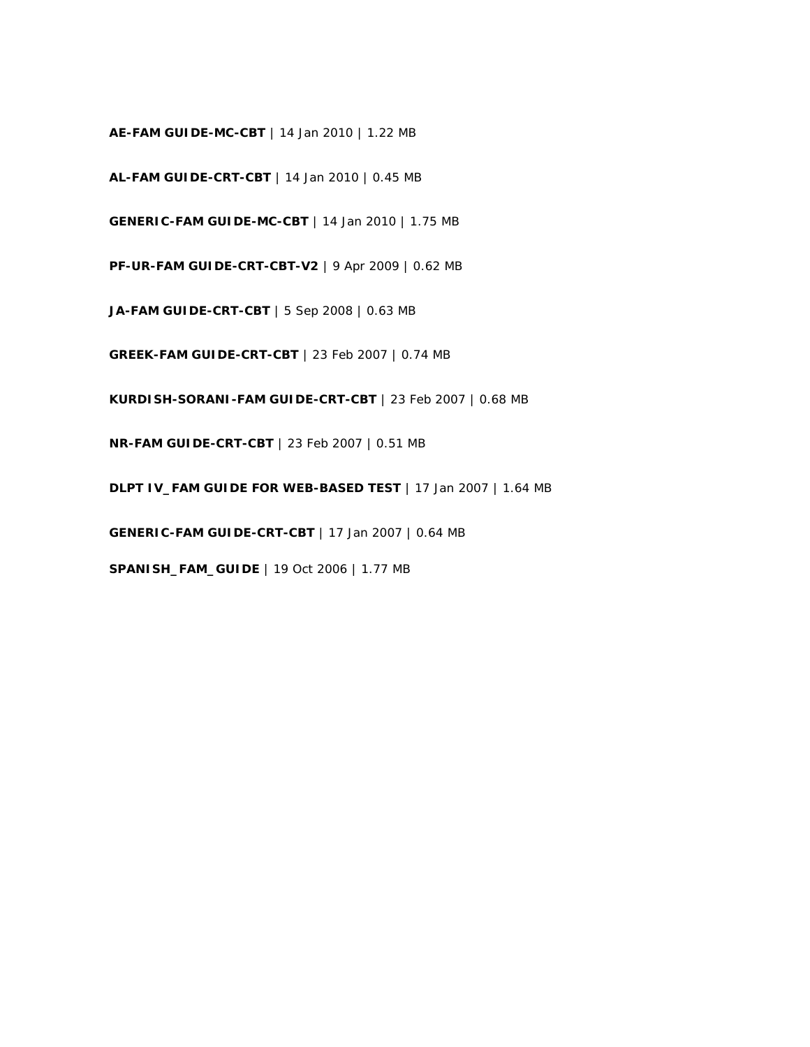**AE-FAM GUIDE-MC-CBT** | 14 Jan 2010 | 1.22 MB

**AL-FAM GUIDE-CRT-CBT** | 14 Jan 2010 | 0.45 MB

**GENERIC-FAM GUIDE-MC-CBT** | 14 Jan 2010 | 1.75 MB

**PF-UR-FAM GUIDE-CRT-CBT-V2** | 9 Apr 2009 | 0.62 MB

**JA-FAM GUIDE-CRT-CBT** | 5 Sep 2008 | 0.63 MB

**GREEK-FAM GUIDE-CRT-CBT** | 23 Feb 2007 | 0.74 MB

**KURDISH-SORANI-FAM GUIDE-CRT-CBT** | 23 Feb 2007 | 0.68 MB

**NR-FAM GUIDE-CRT-CBT** | 23 Feb 2007 | 0.51 MB

**DLPT IV_FAM GUIDE FOR WEB-BASED TEST** | 17 Jan 2007 | 1.64 MB

**GENERIC-FAM GUIDE-CRT-CBT** | 17 Jan 2007 | 0.64 MB

**SPANISH_FAM_GUIDE** | 19 Oct 2006 | 1.77 MB